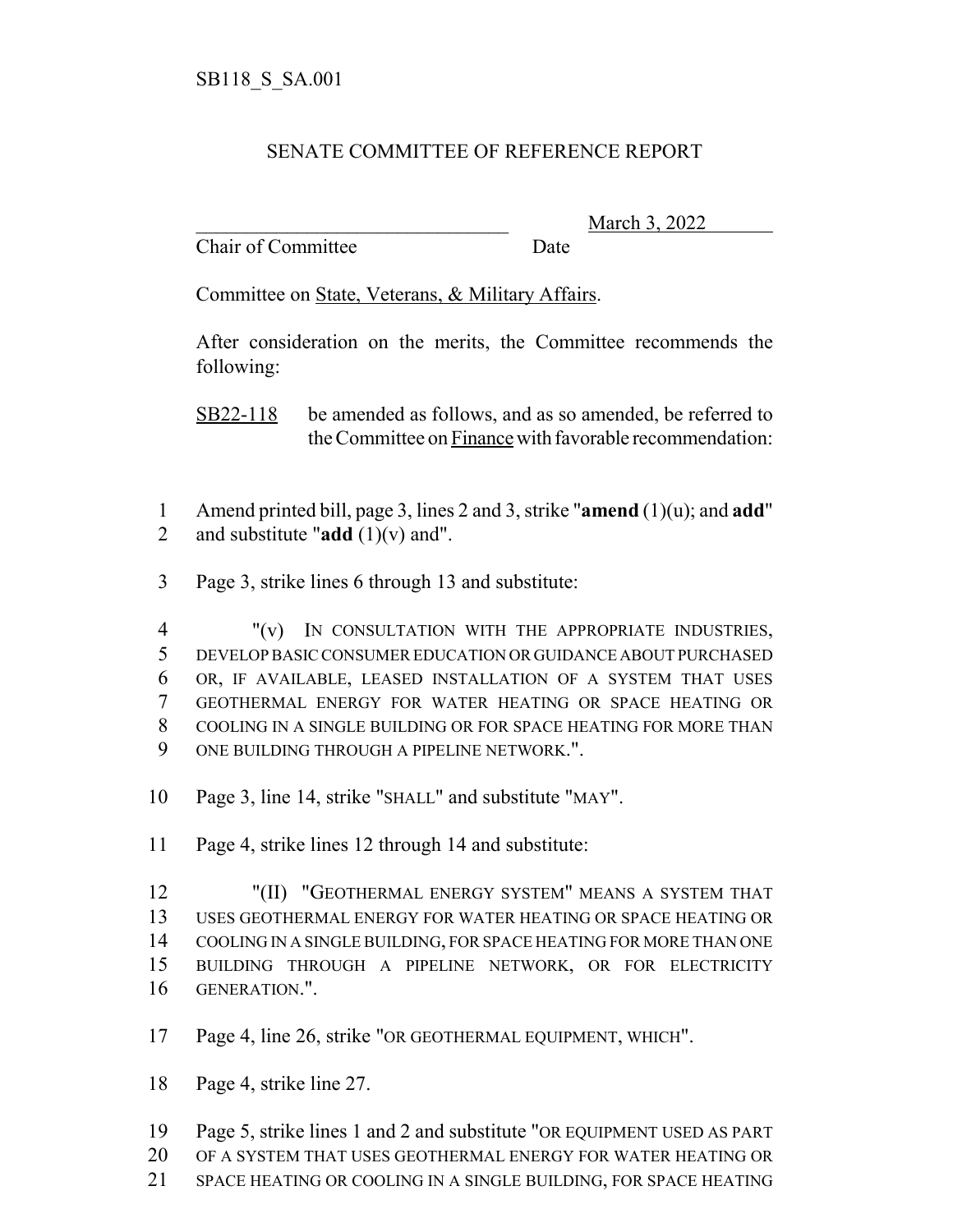SB118_S_SA.001

# SENATE COMMITTEE OF REFERENCE REPORT

\_\_\_\_\_\_\_\_\_\_\_\_\_\_\_\_\_\_\_\_\_\_\_\_\_\_\_\_\_\_\_\_ March 3, 2022
Chair of Committee Date

Committee on State, Veterans, & Military Affairs.

After consideration on the merits, the Committee recommends the following:

SB22-118 be amended as follows, and as so amended, be referred to the Committee on Finance with favorable recommendation:

1 Amend printed bill, page 3, lines 2 and 3, strike "**amend** (1)(u); and **add**"
2 and substitute "**add** (1)(v) and".

3 Page 3, strike lines 6 through 13 and substitute:

4 "(v) IN CONSULTATION WITH THE APPROPRIATE INDUSTRIES,
5 DEVELOP BASIC CONSUMER EDUCATION OR GUIDANCE ABOUT PURCHASED
6 OR, IF AVAILABLE, LEASED INSTALLATION OF A SYSTEM THAT USES
7 GEOTHERMAL ENERGY FOR WATER HEATING OR SPACE HEATING OR
8 COOLING IN A SINGLE BUILDING OR FOR SPACE HEATING FOR MORE THAN
9 ONE BUILDING THROUGH A PIPELINE NETWORK.".

10 Page 3, line 14, strike "SHALL" and substitute "MAY".

11 Page 4, strike lines 12 through 14 and substitute:

12 "(II) "GEOTHERMAL ENERGY SYSTEM" MEANS A SYSTEM THAT
13 USES GEOTHERMAL ENERGY FOR WATER HEATING OR SPACE HEATING OR
14 COOLING IN A SINGLE BUILDING, FOR SPACE HEATING FOR MORE THAN ONE
15 BUILDING THROUGH A PIPELINE NETWORK, OR FOR ELECTRICITY
16 GENERATION.".

17 Page 4, line 26, strike "OR GEOTHERMAL EQUIPMENT, WHICH".

18 Page 4, strike line 27.

19 Page 5, strike lines 1 and 2 and substitute "OR EQUIPMENT USED AS PART
20 OF A SYSTEM THAT USES GEOTHERMAL ENERGY FOR WATER HEATING OR
21 SPACE HEATING OR COOLING IN A SINGLE BUILDING, FOR SPACE HEATING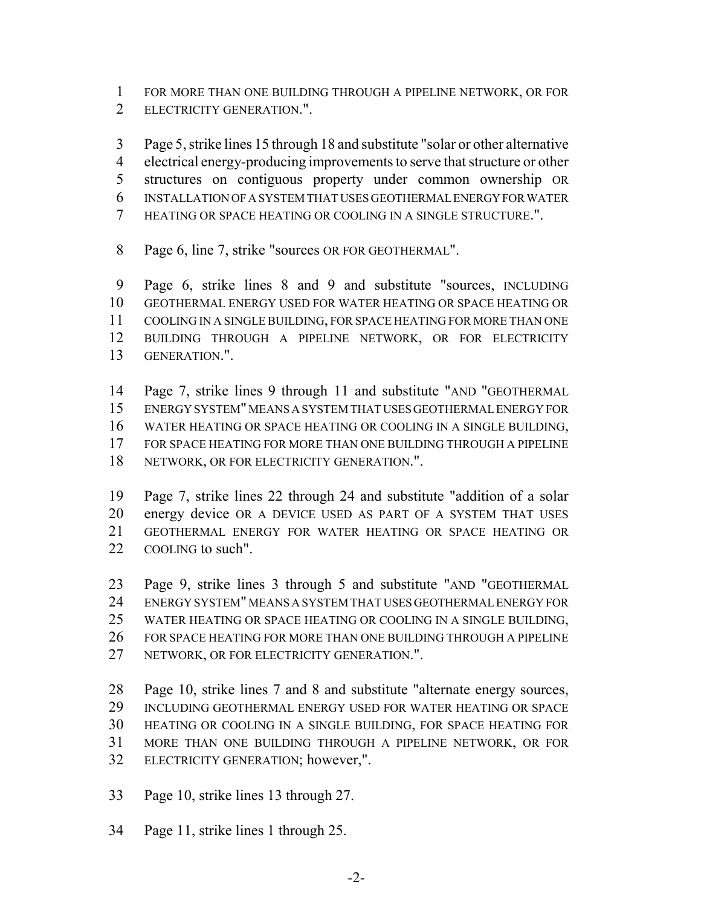FOR MORE THAN ONE BUILDING THROUGH A PIPELINE NETWORK, OR FOR ELECTRICITY GENERATION.".

Page 5, strike lines 15 through 18 and substitute "solar or other alternative electrical energy-producing improvements to serve that structure or other structures on contiguous property under common ownership OR INSTALLATION OF A SYSTEM THAT USES GEOTHERMAL ENERGY FOR WATER HEATING OR SPACE HEATING OR COOLING IN A SINGLE STRUCTURE.".

Page 6, line 7, strike "sources OR FOR GEOTHERMAL".

Page 6, strike lines 8 and 9 and substitute "sources, INCLUDING GEOTHERMAL ENERGY USED FOR WATER HEATING OR SPACE HEATING OR COOLING IN A SINGLE BUILDING, FOR SPACE HEATING FOR MORE THAN ONE BUILDING THROUGH A PIPELINE NETWORK, OR FOR ELECTRICITY GENERATION.".

Page 7, strike lines 9 through 11 and substitute "AND "GEOTHERMAL ENERGY SYSTEM" MEANS A SYSTEM THAT USES GEOTHERMAL ENERGY FOR WATER HEATING OR SPACE HEATING OR COOLING IN A SINGLE BUILDING, FOR SPACE HEATING FOR MORE THAN ONE BUILDING THROUGH A PIPELINE NETWORK, OR FOR ELECTRICITY GENERATION.".

Page 7, strike lines 22 through 24 and substitute "addition of a solar energy device OR A DEVICE USED AS PART OF A SYSTEM THAT USES GEOTHERMAL ENERGY FOR WATER HEATING OR SPACE HEATING OR COOLING to such".

Page 9, strike lines 3 through 5 and substitute "AND "GEOTHERMAL ENERGY SYSTEM" MEANS A SYSTEM THAT USES GEOTHERMAL ENERGY FOR WATER HEATING OR SPACE HEATING OR COOLING IN A SINGLE BUILDING, FOR SPACE HEATING FOR MORE THAN ONE BUILDING THROUGH A PIPELINE NETWORK, OR FOR ELECTRICITY GENERATION.".

Page 10, strike lines 7 and 8 and substitute "alternate energy sources, INCLUDING GEOTHERMAL ENERGY USED FOR WATER HEATING OR SPACE HEATING OR COOLING IN A SINGLE BUILDING, FOR SPACE HEATING FOR MORE THAN ONE BUILDING THROUGH A PIPELINE NETWORK, OR FOR ELECTRICITY GENERATION; however,".

Page 10, strike lines 13 through 27.

Page 11, strike lines 1 through 25.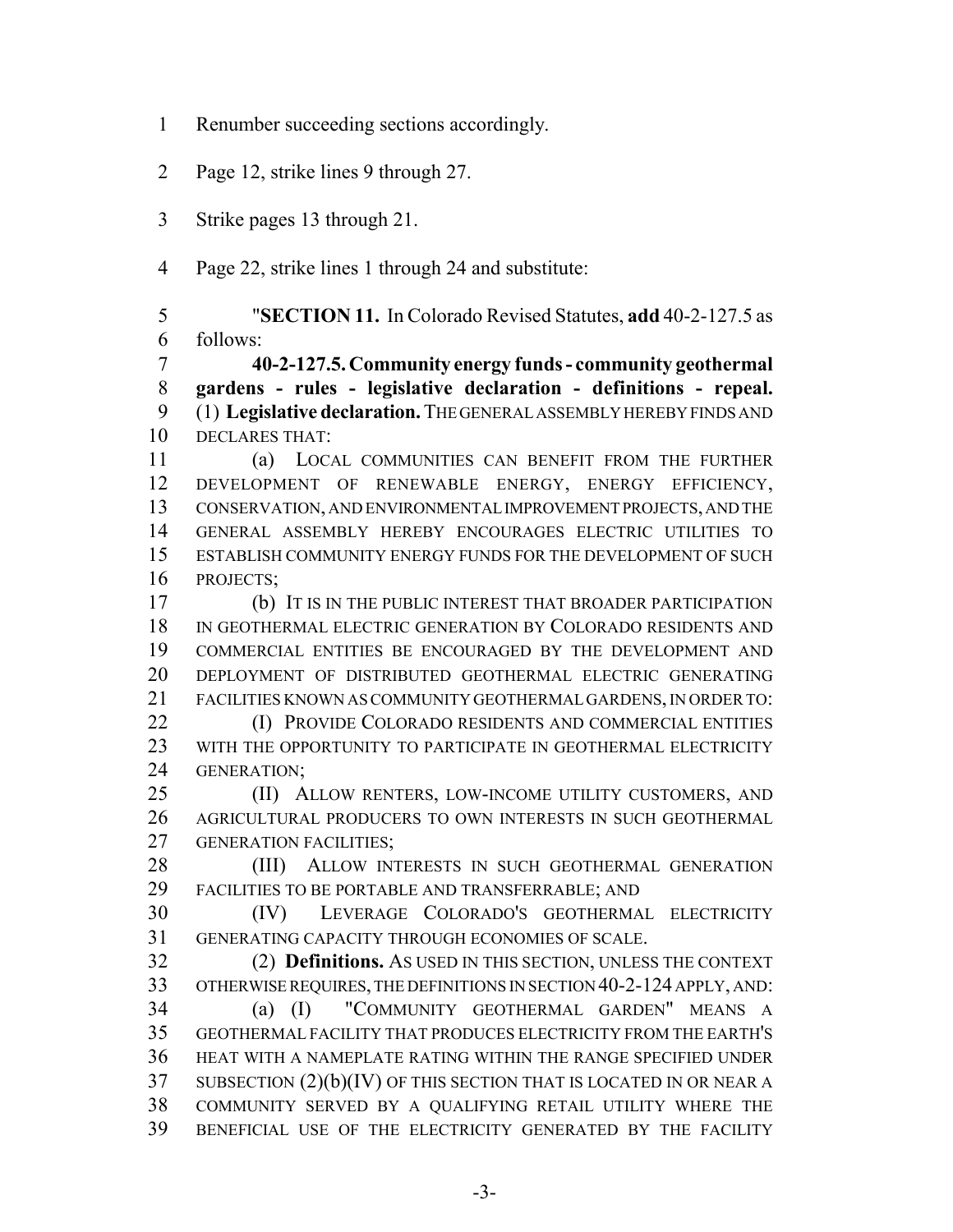Renumber succeeding sections accordingly.

Page 12, strike lines 9 through 27.

Strike pages 13 through 21.

Page 22, strike lines 1 through 24 and substitute:

"**SECTION 11.** In Colorado Revised Statutes, **add** 40-2-127.5 as follows:

**40-2-127.5. Community energy funds - community geothermal gardens - rules - legislative declaration - definitions - repeal.** (1) **Legislative declaration.** THE GENERAL ASSEMBLY HEREBY FINDS AND DECLARES THAT:

(a) LOCAL COMMUNITIES CAN BENEFIT FROM THE FURTHER DEVELOPMENT OF RENEWABLE ENERGY, ENERGY EFFICIENCY, CONSERVATION, AND ENVIRONMENTAL IMPROVEMENT PROJECTS, AND THE GENERAL ASSEMBLY HEREBY ENCOURAGES ELECTRIC UTILITIES TO ESTABLISH COMMUNITY ENERGY FUNDS FOR THE DEVELOPMENT OF SUCH PROJECTS;

(b) IT IS IN THE PUBLIC INTEREST THAT BROADER PARTICIPATION IN GEOTHERMAL ELECTRIC GENERATION BY COLORADO RESIDENTS AND COMMERCIAL ENTITIES BE ENCOURAGED BY THE DEVELOPMENT AND DEPLOYMENT OF DISTRIBUTED GEOTHERMAL ELECTRIC GENERATING FACILITIES KNOWN AS COMMUNITY GEOTHERMAL GARDENS, IN ORDER TO:

(I) PROVIDE COLORADO RESIDENTS AND COMMERCIAL ENTITIES WITH THE OPPORTUNITY TO PARTICIPATE IN GEOTHERMAL ELECTRICITY GENERATION;

(II) ALLOW RENTERS, LOW-INCOME UTILITY CUSTOMERS, AND AGRICULTURAL PRODUCERS TO OWN INTERESTS IN SUCH GEOTHERMAL GENERATION FACILITIES;

(III) ALLOW INTERESTS IN SUCH GEOTHERMAL GENERATION FACILITIES TO BE PORTABLE AND TRANSFERRABLE; AND

(IV) LEVERAGE COLORADO'S GEOTHERMAL ELECTRICITY GENERATING CAPACITY THROUGH ECONOMIES OF SCALE.

(2) **Definitions.** AS USED IN THIS SECTION, UNLESS THE CONTEXT OTHERWISE REQUIRES, THE DEFINITIONS IN SECTION 40-2-124 APPLY, AND:

(a) (I) "COMMUNITY GEOTHERMAL GARDEN" MEANS A GEOTHERMAL FACILITY THAT PRODUCES ELECTRICITY FROM THE EARTH'S HEAT WITH A NAMEPLATE RATING WITHIN THE RANGE SPECIFIED UNDER SUBSECTION (2)(b)(IV) OF THIS SECTION THAT IS LOCATED IN OR NEAR A COMMUNITY SERVED BY A QUALIFYING RETAIL UTILITY WHERE THE BENEFICIAL USE OF THE ELECTRICITY GENERATED BY THE FACILITY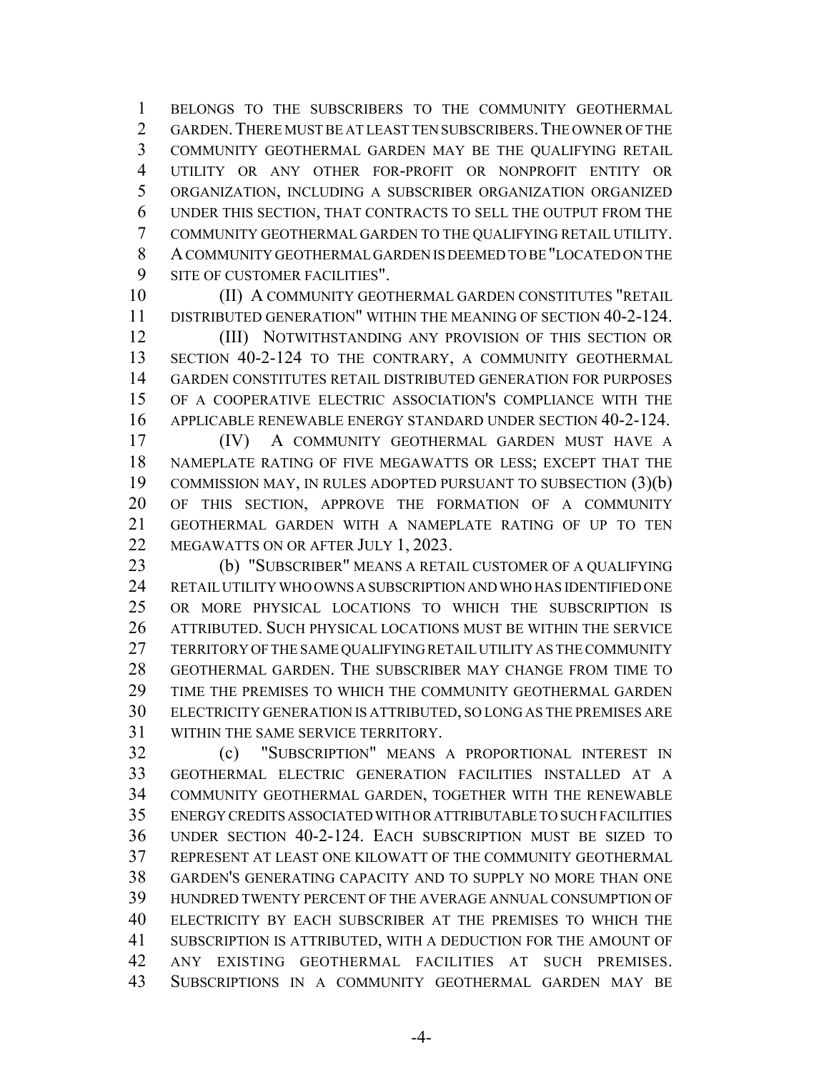BELONGS TO THE SUBSCRIBERS TO THE COMMUNITY GEOTHERMAL GARDEN. THERE MUST BE AT LEAST TEN SUBSCRIBERS. THE OWNER OF THE COMMUNITY GEOTHERMAL GARDEN MAY BE THE QUALIFYING RETAIL UTILITY OR ANY OTHER FOR-PROFIT OR NONPROFIT ENTITY OR ORGANIZATION, INCLUDING A SUBSCRIBER ORGANIZATION ORGANIZED UNDER THIS SECTION, THAT CONTRACTS TO SELL THE OUTPUT FROM THE COMMUNITY GEOTHERMAL GARDEN TO THE QUALIFYING RETAIL UTILITY. A COMMUNITY GEOTHERMAL GARDEN IS DEEMED TO BE "LOCATED ON THE SITE OF CUSTOMER FACILITIES".

(II) A COMMUNITY GEOTHERMAL GARDEN CONSTITUTES "RETAIL DISTRIBUTED GENERATION" WITHIN THE MEANING OF SECTION 40-2-124.

(III) NOTWITHSTANDING ANY PROVISION OF THIS SECTION OR SECTION 40-2-124 TO THE CONTRARY, A COMMUNITY GEOTHERMAL GARDEN CONSTITUTES RETAIL DISTRIBUTED GENERATION FOR PURPOSES OF A COOPERATIVE ELECTRIC ASSOCIATION'S COMPLIANCE WITH THE APPLICABLE RENEWABLE ENERGY STANDARD UNDER SECTION 40-2-124.

(IV) A COMMUNITY GEOTHERMAL GARDEN MUST HAVE A NAMEPLATE RATING OF FIVE MEGAWATTS OR LESS; EXCEPT THAT THE COMMISSION MAY, IN RULES ADOPTED PURSUANT TO SUBSECTION (3)(b) OF THIS SECTION, APPROVE THE FORMATION OF A COMMUNITY GEOTHERMAL GARDEN WITH A NAMEPLATE RATING OF UP TO TEN MEGAWATTS ON OR AFTER JULY 1, 2023.

(b) "SUBSCRIBER" MEANS A RETAIL CUSTOMER OF A QUALIFYING RETAIL UTILITY WHO OWNS A SUBSCRIPTION AND WHO HAS IDENTIFIED ONE OR MORE PHYSICAL LOCATIONS TO WHICH THE SUBSCRIPTION IS ATTRIBUTED. SUCH PHYSICAL LOCATIONS MUST BE WITHIN THE SERVICE TERRITORY OF THE SAME QUALIFYING RETAIL UTILITY AS THE COMMUNITY GEOTHERMAL GARDEN. THE SUBSCRIBER MAY CHANGE FROM TIME TO TIME THE PREMISES TO WHICH THE COMMUNITY GEOTHERMAL GARDEN ELECTRICITY GENERATION IS ATTRIBUTED, SO LONG AS THE PREMISES ARE WITHIN THE SAME SERVICE TERRITORY.

(c) "SUBSCRIPTION" MEANS A PROPORTIONAL INTEREST IN GEOTHERMAL ELECTRIC GENERATION FACILITIES INSTALLED AT A COMMUNITY GEOTHERMAL GARDEN, TOGETHER WITH THE RENEWABLE ENERGY CREDITS ASSOCIATED WITH OR ATTRIBUTABLE TO SUCH FACILITIES UNDER SECTION 40-2-124. EACH SUBSCRIPTION MUST BE SIZED TO REPRESENT AT LEAST ONE KILOWATT OF THE COMMUNITY GEOTHERMAL GARDEN'S GENERATING CAPACITY AND TO SUPPLY NO MORE THAN ONE HUNDRED TWENTY PERCENT OF THE AVERAGE ANNUAL CONSUMPTION OF ELECTRICITY BY EACH SUBSCRIBER AT THE PREMISES TO WHICH THE SUBSCRIPTION IS ATTRIBUTED, WITH A DEDUCTION FOR THE AMOUNT OF ANY EXISTING GEOTHERMAL FACILITIES AT SUCH PREMISES. SUBSCRIPTIONS IN A COMMUNITY GEOTHERMAL GARDEN MAY BE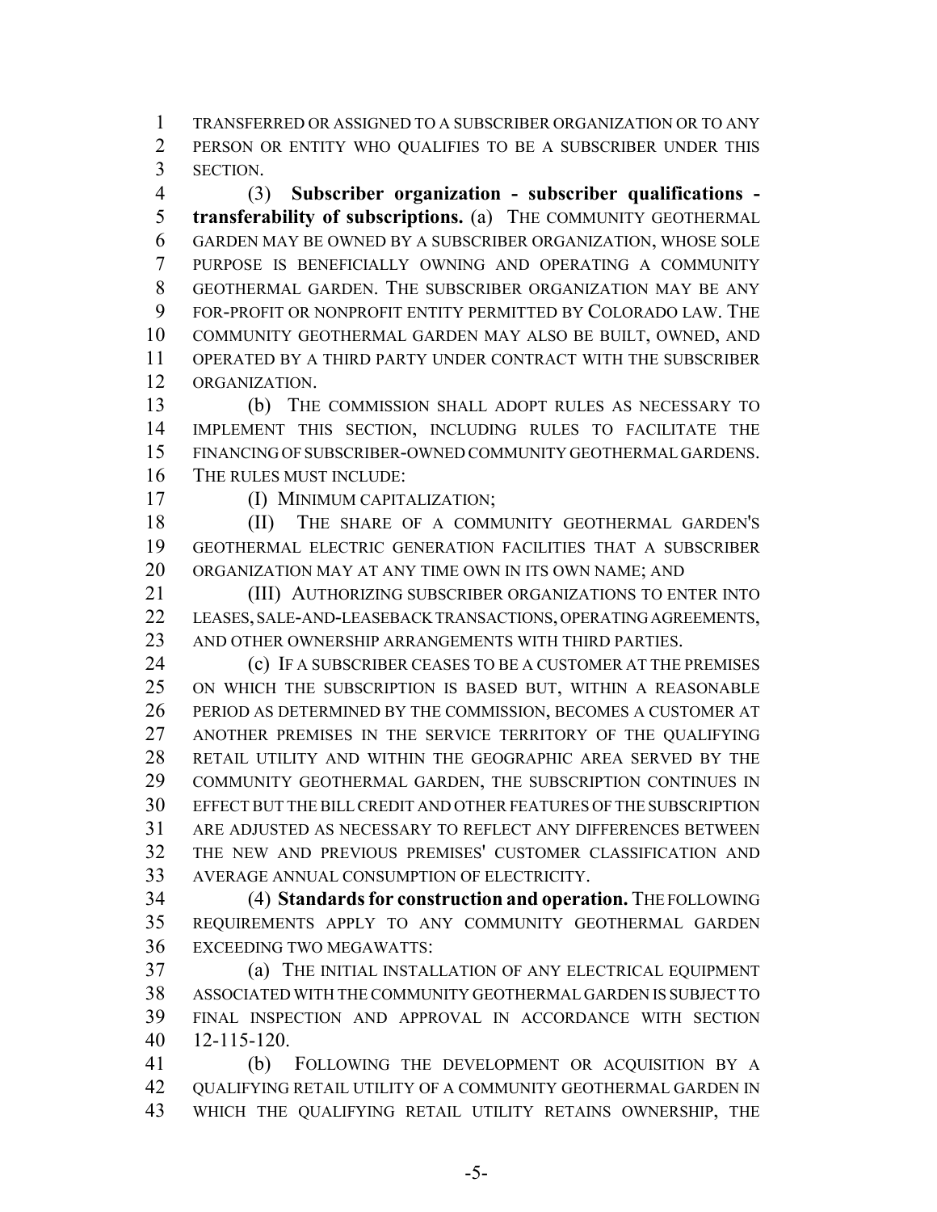TRANSFERRED OR ASSIGNED TO A SUBSCRIBER ORGANIZATION OR TO ANY PERSON OR ENTITY WHO QUALIFIES TO BE A SUBSCRIBER UNDER THIS SECTION.

(3) **Subscriber organization - subscriber qualifications - transferability of subscriptions.** (a) THE COMMUNITY GEOTHERMAL GARDEN MAY BE OWNED BY A SUBSCRIBER ORGANIZATION, WHOSE SOLE PURPOSE IS BENEFICIALLY OWNING AND OPERATING A COMMUNITY GEOTHERMAL GARDEN. THE SUBSCRIBER ORGANIZATION MAY BE ANY FOR-PROFIT OR NONPROFIT ENTITY PERMITTED BY COLORADO LAW. THE COMMUNITY GEOTHERMAL GARDEN MAY ALSO BE BUILT, OWNED, AND OPERATED BY A THIRD PARTY UNDER CONTRACT WITH THE SUBSCRIBER ORGANIZATION.

(b) THE COMMISSION SHALL ADOPT RULES AS NECESSARY TO IMPLEMENT THIS SECTION, INCLUDING RULES TO FACILITATE THE FINANCING OF SUBSCRIBER-OWNED COMMUNITY GEOTHERMAL GARDENS. THE RULES MUST INCLUDE:

(I) MINIMUM CAPITALIZATION;

(II) THE SHARE OF A COMMUNITY GEOTHERMAL GARDEN'S GEOTHERMAL ELECTRIC GENERATION FACILITIES THAT A SUBSCRIBER ORGANIZATION MAY AT ANY TIME OWN IN ITS OWN NAME; AND

(III) AUTHORIZING SUBSCRIBER ORGANIZATIONS TO ENTER INTO LEASES, SALE-AND-LEASEBACK TRANSACTIONS, OPERATING AGREEMENTS, AND OTHER OWNERSHIP ARRANGEMENTS WITH THIRD PARTIES.

(c) IF A SUBSCRIBER CEASES TO BE A CUSTOMER AT THE PREMISES ON WHICH THE SUBSCRIPTION IS BASED BUT, WITHIN A REASONABLE PERIOD AS DETERMINED BY THE COMMISSION, BECOMES A CUSTOMER AT ANOTHER PREMISES IN THE SERVICE TERRITORY OF THE QUALIFYING RETAIL UTILITY AND WITHIN THE GEOGRAPHIC AREA SERVED BY THE COMMUNITY GEOTHERMAL GARDEN, THE SUBSCRIPTION CONTINUES IN EFFECT BUT THE BILL CREDIT AND OTHER FEATURES OF THE SUBSCRIPTION ARE ADJUSTED AS NECESSARY TO REFLECT ANY DIFFERENCES BETWEEN THE NEW AND PREVIOUS PREMISES' CUSTOMER CLASSIFICATION AND AVERAGE ANNUAL CONSUMPTION OF ELECTRICITY.

(4) **Standards for construction and operation.** THE FOLLOWING REQUIREMENTS APPLY TO ANY COMMUNITY GEOTHERMAL GARDEN EXCEEDING TWO MEGAWATTS:

(a) THE INITIAL INSTALLATION OF ANY ELECTRICAL EQUIPMENT ASSOCIATED WITH THE COMMUNITY GEOTHERMAL GARDEN IS SUBJECT TO FINAL INSPECTION AND APPROVAL IN ACCORDANCE WITH SECTION 12-115-120.

(b) FOLLOWING THE DEVELOPMENT OR ACQUISITION BY A QUALIFYING RETAIL UTILITY OF A COMMUNITY GEOTHERMAL GARDEN IN WHICH THE QUALIFYING RETAIL UTILITY RETAINS OWNERSHIP, THE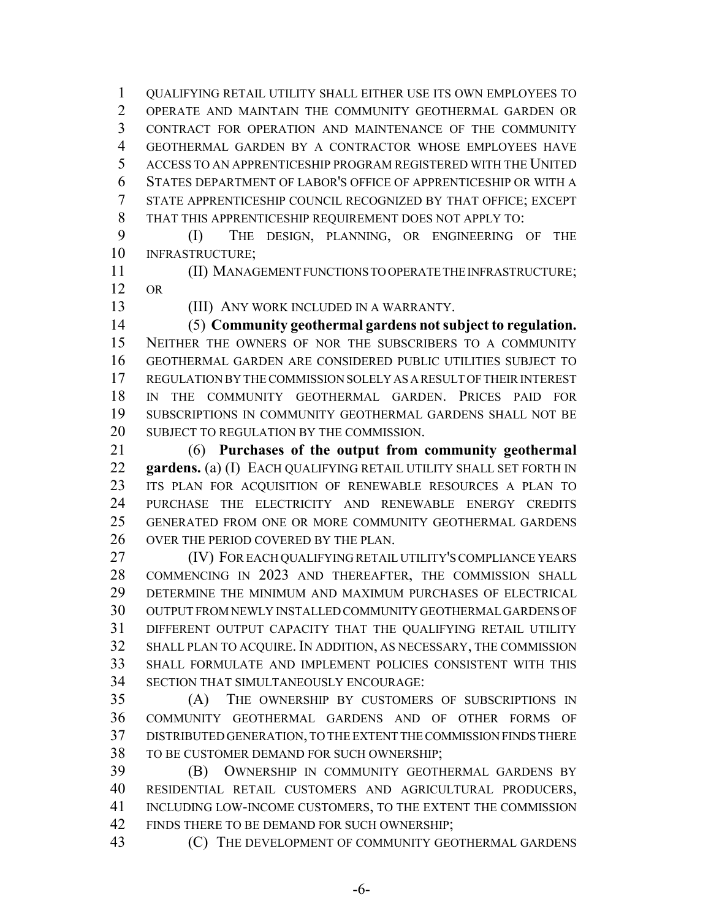QUALIFYING RETAIL UTILITY SHALL EITHER USE ITS OWN EMPLOYEES TO OPERATE AND MAINTAIN THE COMMUNITY GEOTHERMAL GARDEN OR CONTRACT FOR OPERATION AND MAINTENANCE OF THE COMMUNITY GEOTHERMAL GARDEN BY A CONTRACTOR WHOSE EMPLOYEES HAVE ACCESS TO AN APPRENTICESHIP PROGRAM REGISTERED WITH THE UNITED STATES DEPARTMENT OF LABOR'S OFFICE OF APPRENTICESHIP OR WITH A STATE APPRENTICESHIP COUNCIL RECOGNIZED BY THAT OFFICE; EXCEPT THAT THIS APPRENTICESHIP REQUIREMENT DOES NOT APPLY TO:

(I) THE DESIGN, PLANNING, OR ENGINEERING OF THE INFRASTRUCTURE;

(II) MANAGEMENT FUNCTIONS TO OPERATE THE INFRASTRUCTURE; OR

(III) ANY WORK INCLUDED IN A WARRANTY.

(5) **Community geothermal gardens not subject to regulation.** NEITHER THE OWNERS OF NOR THE SUBSCRIBERS TO A COMMUNITY GEOTHERMAL GARDEN ARE CONSIDERED PUBLIC UTILITIES SUBJECT TO REGULATION BY THE COMMISSION SOLELY AS A RESULT OF THEIR INTEREST IN THE COMMUNITY GEOTHERMAL GARDEN. PRICES PAID FOR SUBSCRIPTIONS IN COMMUNITY GEOTHERMAL GARDENS SHALL NOT BE SUBJECT TO REGULATION BY THE COMMISSION.

(6) **Purchases of the output from community geothermal gardens.** (a) (I) EACH QUALIFYING RETAIL UTILITY SHALL SET FORTH IN ITS PLAN FOR ACQUISITION OF RENEWABLE RESOURCES A PLAN TO PURCHASE THE ELECTRICITY AND RENEWABLE ENERGY CREDITS GENERATED FROM ONE OR MORE COMMUNITY GEOTHERMAL GARDENS OVER THE PERIOD COVERED BY THE PLAN.

(IV) FOR EACH QUALIFYING RETAIL UTILITY'S COMPLIANCE YEARS COMMENCING IN 2023 AND THEREAFTER, THE COMMISSION SHALL DETERMINE THE MINIMUM AND MAXIMUM PURCHASES OF ELECTRICAL OUTPUT FROM NEWLY INSTALLED COMMUNITY GEOTHERMAL GARDENS OF DIFFERENT OUTPUT CAPACITY THAT THE QUALIFYING RETAIL UTILITY SHALL PLAN TO ACQUIRE. IN ADDITION, AS NECESSARY, THE COMMISSION SHALL FORMULATE AND IMPLEMENT POLICIES CONSISTENT WITH THIS SECTION THAT SIMULTANEOUSLY ENCOURAGE:

(A) THE OWNERSHIP BY CUSTOMERS OF SUBSCRIPTIONS IN COMMUNITY GEOTHERMAL GARDENS AND OF OTHER FORMS OF DISTRIBUTED GENERATION, TO THE EXTENT THE COMMISSION FINDS THERE TO BE CUSTOMER DEMAND FOR SUCH OWNERSHIP;

(B) OWNERSHIP IN COMMUNITY GEOTHERMAL GARDENS BY RESIDENTIAL RETAIL CUSTOMERS AND AGRICULTURAL PRODUCERS, INCLUDING LOW-INCOME CUSTOMERS, TO THE EXTENT THE COMMISSION FINDS THERE TO BE DEMAND FOR SUCH OWNERSHIP;

(C) THE DEVELOPMENT OF COMMUNITY GEOTHERMAL GARDENS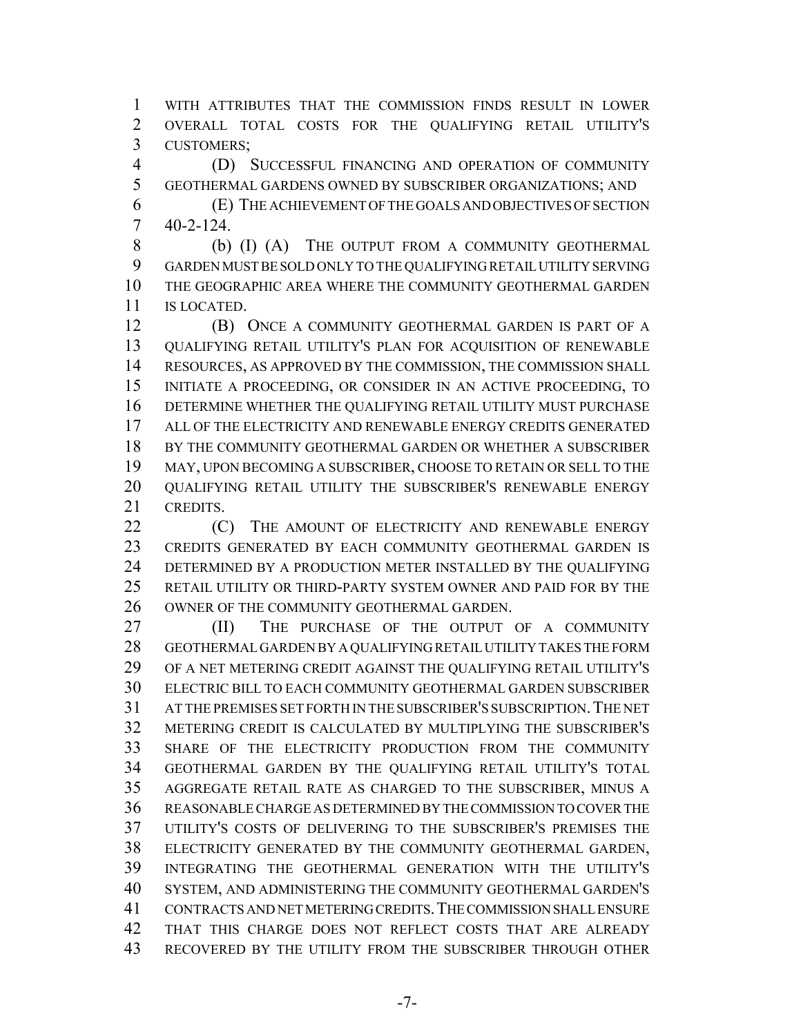WITH ATTRIBUTES THAT THE COMMISSION FINDS RESULT IN LOWER OVERALL TOTAL COSTS FOR THE QUALIFYING RETAIL UTILITY'S CUSTOMERS;

(D) SUCCESSFUL FINANCING AND OPERATION OF COMMUNITY GEOTHERMAL GARDENS OWNED BY SUBSCRIBER ORGANIZATIONS; AND

(E) THE ACHIEVEMENT OF THE GOALS AND OBJECTIVES OF SECTION 40-2-124.

(b) (I) (A) THE OUTPUT FROM A COMMUNITY GEOTHERMAL GARDEN MUST BE SOLD ONLY TO THE QUALIFYING RETAIL UTILITY SERVING THE GEOGRAPHIC AREA WHERE THE COMMUNITY GEOTHERMAL GARDEN IS LOCATED.

(B) ONCE A COMMUNITY GEOTHERMAL GARDEN IS PART OF A QUALIFYING RETAIL UTILITY'S PLAN FOR ACQUISITION OF RENEWABLE RESOURCES, AS APPROVED BY THE COMMISSION, THE COMMISSION SHALL INITIATE A PROCEEDING, OR CONSIDER IN AN ACTIVE PROCEEDING, TO DETERMINE WHETHER THE QUALIFYING RETAIL UTILITY MUST PURCHASE ALL OF THE ELECTRICITY AND RENEWABLE ENERGY CREDITS GENERATED BY THE COMMUNITY GEOTHERMAL GARDEN OR WHETHER A SUBSCRIBER MAY, UPON BECOMING A SUBSCRIBER, CHOOSE TO RETAIN OR SELL TO THE QUALIFYING RETAIL UTILITY THE SUBSCRIBER'S RENEWABLE ENERGY CREDITS.

(C) THE AMOUNT OF ELECTRICITY AND RENEWABLE ENERGY CREDITS GENERATED BY EACH COMMUNITY GEOTHERMAL GARDEN IS DETERMINED BY A PRODUCTION METER INSTALLED BY THE QUALIFYING RETAIL UTILITY OR THIRD-PARTY SYSTEM OWNER AND PAID FOR BY THE OWNER OF THE COMMUNITY GEOTHERMAL GARDEN.

(II) THE PURCHASE OF THE OUTPUT OF A COMMUNITY GEOTHERMAL GARDEN BY A QUALIFYING RETAIL UTILITY TAKES THE FORM OF A NET METERING CREDIT AGAINST THE QUALIFYING RETAIL UTILITY'S ELECTRIC BILL TO EACH COMMUNITY GEOTHERMAL GARDEN SUBSCRIBER AT THE PREMISES SET FORTH IN THE SUBSCRIBER'S SUBSCRIPTION. THE NET METERING CREDIT IS CALCULATED BY MULTIPLYING THE SUBSCRIBER'S SHARE OF THE ELECTRICITY PRODUCTION FROM THE COMMUNITY GEOTHERMAL GARDEN BY THE QUALIFYING RETAIL UTILITY'S TOTAL AGGREGATE RETAIL RATE AS CHARGED TO THE SUBSCRIBER, MINUS A REASONABLE CHARGE AS DETERMINED BY THE COMMISSION TO COVER THE UTILITY'S COSTS OF DELIVERING TO THE SUBSCRIBER'S PREMISES THE ELECTRICITY GENERATED BY THE COMMUNITY GEOTHERMAL GARDEN, INTEGRATING THE GEOTHERMAL GENERATION WITH THE UTILITY'S SYSTEM, AND ADMINISTERING THE COMMUNITY GEOTHERMAL GARDEN'S CONTRACTS AND NET METERING CREDITS. THE COMMISSION SHALL ENSURE THAT THIS CHARGE DOES NOT REFLECT COSTS THAT ARE ALREADY RECOVERED BY THE UTILITY FROM THE SUBSCRIBER THROUGH OTHER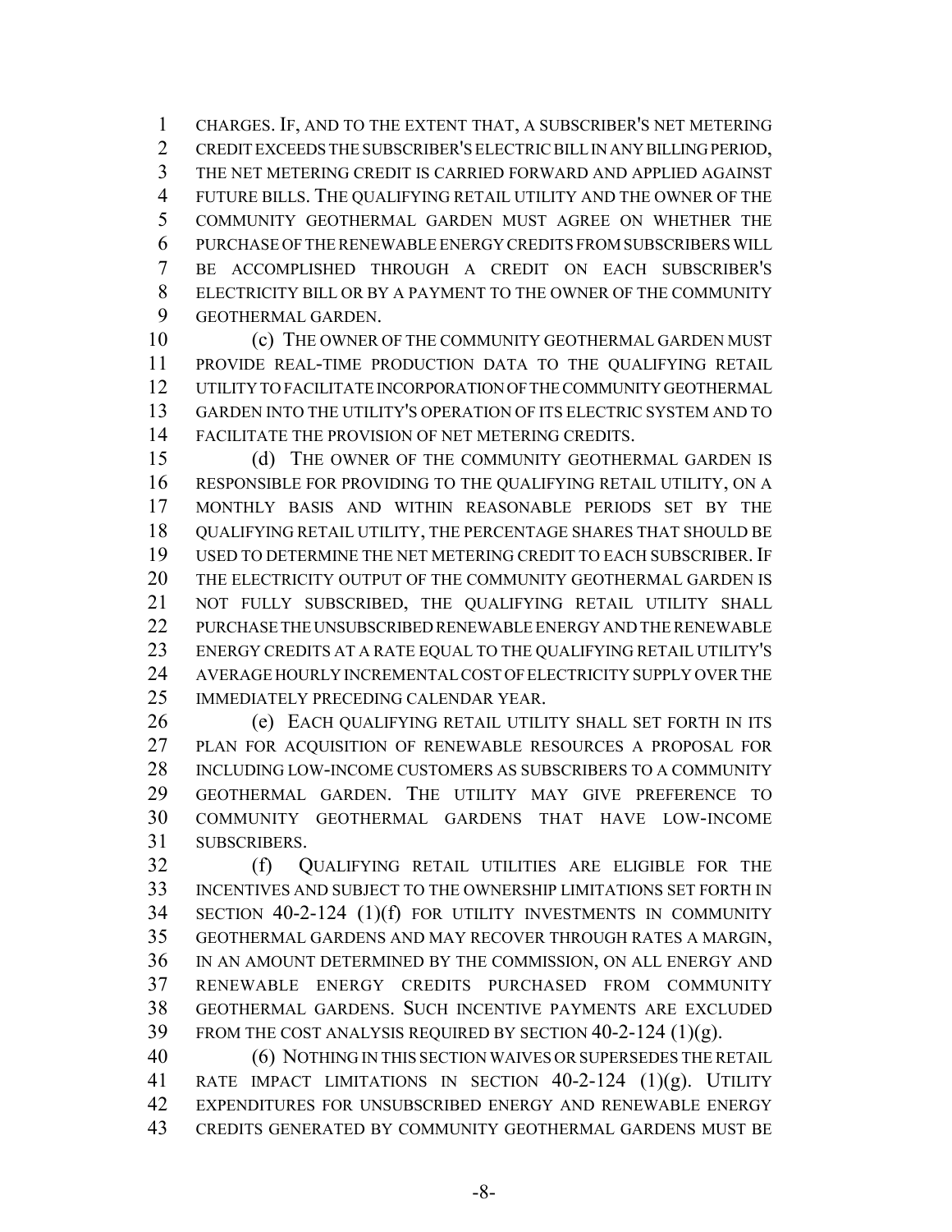CHARGES. IF, AND TO THE EXTENT THAT, A SUBSCRIBER'S NET METERING CREDIT EXCEEDS THE SUBSCRIBER'S ELECTRIC BILL IN ANY BILLING PERIOD, THE NET METERING CREDIT IS CARRIED FORWARD AND APPLIED AGAINST FUTURE BILLS. THE QUALIFYING RETAIL UTILITY AND THE OWNER OF THE COMMUNITY GEOTHERMAL GARDEN MUST AGREE ON WHETHER THE PURCHASE OF THE RENEWABLE ENERGY CREDITS FROM SUBSCRIBERS WILL BE ACCOMPLISHED THROUGH A CREDIT ON EACH SUBSCRIBER'S ELECTRICITY BILL OR BY A PAYMENT TO THE OWNER OF THE COMMUNITY GEOTHERMAL GARDEN.

(c) THE OWNER OF THE COMMUNITY GEOTHERMAL GARDEN MUST PROVIDE REAL-TIME PRODUCTION DATA TO THE QUALIFYING RETAIL UTILITY TO FACILITATE INCORPORATION OF THE COMMUNITY GEOTHERMAL GARDEN INTO THE UTILITY'S OPERATION OF ITS ELECTRIC SYSTEM AND TO FACILITATE THE PROVISION OF NET METERING CREDITS.

(d) THE OWNER OF THE COMMUNITY GEOTHERMAL GARDEN IS RESPONSIBLE FOR PROVIDING TO THE QUALIFYING RETAIL UTILITY, ON A MONTHLY BASIS AND WITHIN REASONABLE PERIODS SET BY THE QUALIFYING RETAIL UTILITY, THE PERCENTAGE SHARES THAT SHOULD BE USED TO DETERMINE THE NET METERING CREDIT TO EACH SUBSCRIBER. IF THE ELECTRICITY OUTPUT OF THE COMMUNITY GEOTHERMAL GARDEN IS NOT FULLY SUBSCRIBED, THE QUALIFYING RETAIL UTILITY SHALL PURCHASE THE UNSUBSCRIBED RENEWABLE ENERGY AND THE RENEWABLE ENERGY CREDITS AT A RATE EQUAL TO THE QUALIFYING RETAIL UTILITY'S AVERAGE HOURLY INCREMENTAL COST OF ELECTRICITY SUPPLY OVER THE IMMEDIATELY PRECEDING CALENDAR YEAR.

(e) EACH QUALIFYING RETAIL UTILITY SHALL SET FORTH IN ITS PLAN FOR ACQUISITION OF RENEWABLE RESOURCES A PROPOSAL FOR INCLUDING LOW-INCOME CUSTOMERS AS SUBSCRIBERS TO A COMMUNITY GEOTHERMAL GARDEN. THE UTILITY MAY GIVE PREFERENCE TO COMMUNITY GEOTHERMAL GARDENS THAT HAVE LOW-INCOME SUBSCRIBERS.

(f) QUALIFYING RETAIL UTILITIES ARE ELIGIBLE FOR THE INCENTIVES AND SUBJECT TO THE OWNERSHIP LIMITATIONS SET FORTH IN SECTION 40-2-124 (1)(f) FOR UTILITY INVESTMENTS IN COMMUNITY GEOTHERMAL GARDENS AND MAY RECOVER THROUGH RATES A MARGIN, IN AN AMOUNT DETERMINED BY THE COMMISSION, ON ALL ENERGY AND RENEWABLE ENERGY CREDITS PURCHASED FROM COMMUNITY GEOTHERMAL GARDENS. SUCH INCENTIVE PAYMENTS ARE EXCLUDED FROM THE COST ANALYSIS REQUIRED BY SECTION 40-2-124 (1)(g).

(6) NOTHING IN THIS SECTION WAIVES OR SUPERSEDES THE RETAIL RATE IMPACT LIMITATIONS IN SECTION 40-2-124 (1)(g). UTILITY EXPENDITURES FOR UNSUBSCRIBED ENERGY AND RENEWABLE ENERGY CREDITS GENERATED BY COMMUNITY GEOTHERMAL GARDENS MUST BE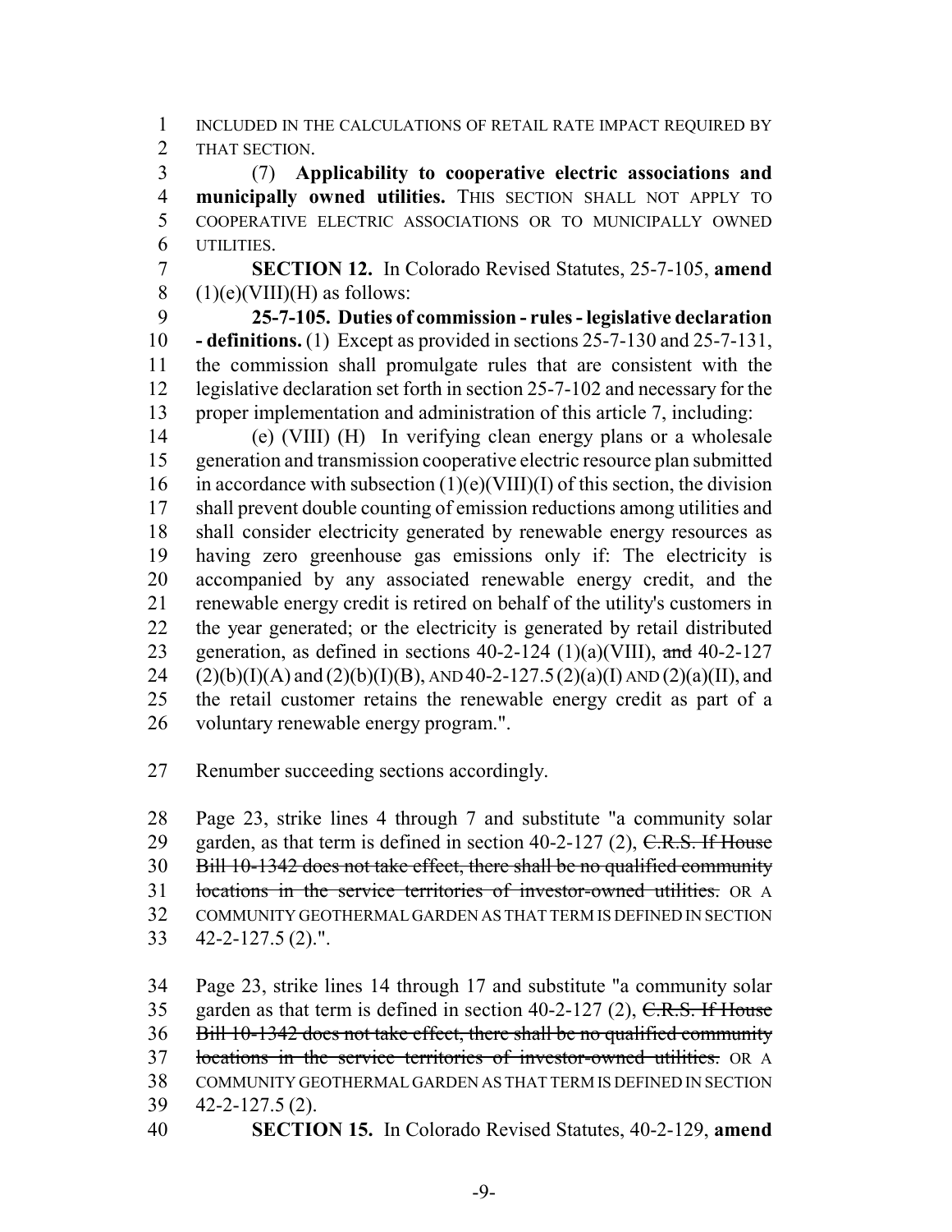INCLUDED IN THE CALCULATIONS OF RETAIL RATE IMPACT REQUIRED BY THAT SECTION.

(7) **Applicability to cooperative electric associations and municipally owned utilities.** THIS SECTION SHALL NOT APPLY TO COOPERATIVE ELECTRIC ASSOCIATIONS OR TO MUNICIPALLY OWNED UTILITIES.

**SECTION 12.** In Colorado Revised Statutes, 25-7-105, **amend** (1)(e)(VIII)(H) as follows:

**25-7-105. Duties of commission - rules - legislative declaration - definitions.** (1) Except as provided in sections 25-7-130 and 25-7-131, the commission shall promulgate rules that are consistent with the legislative declaration set forth in section 25-7-102 and necessary for the proper implementation and administration of this article 7, including:

(e) (VIII) (H) In verifying clean energy plans or a wholesale generation and transmission cooperative electric resource plan submitted in accordance with subsection (1)(e)(VIII)(I) of this section, the division shall prevent double counting of emission reductions among utilities and shall consider electricity generated by renewable energy resources as having zero greenhouse gas emissions only if: The electricity is accompanied by any associated renewable energy credit, and the renewable energy credit is retired on behalf of the utility's customers in the year generated; or the electricity is generated by retail distributed generation, as defined in sections 40-2-124 (1)(a)(VIII), ~~and~~ 40-2-127 (2)(b)(I)(A) and (2)(b)(I)(B), AND 40-2-127.5 (2)(a)(I) AND (2)(a)(II), and the retail customer retains the renewable energy credit as part of a voluntary renewable energy program.".

Renumber succeeding sections accordingly.

Page 23, strike lines 4 through 7 and substitute "a community solar garden, as that term is defined in section 40-2-127 (2), ~~C.R.S. If House Bill 10-1342 does not take effect, there shall be no qualified community locations in the service territories of investor-owned utilities.~~ OR A COMMUNITY GEOTHERMAL GARDEN AS THAT TERM IS DEFINED IN SECTION 42-2-127.5 (2).".

Page 23, strike lines 14 through 17 and substitute "a community solar garden as that term is defined in section 40-2-127 (2), ~~C.R.S. If House Bill 10-1342 does not take effect, there shall be no qualified community locations in the service territories of investor-owned utilities.~~ OR A COMMUNITY GEOTHERMAL GARDEN AS THAT TERM IS DEFINED IN SECTION 42-2-127.5 (2).

**SECTION 15.** In Colorado Revised Statutes, 40-2-129, **amend**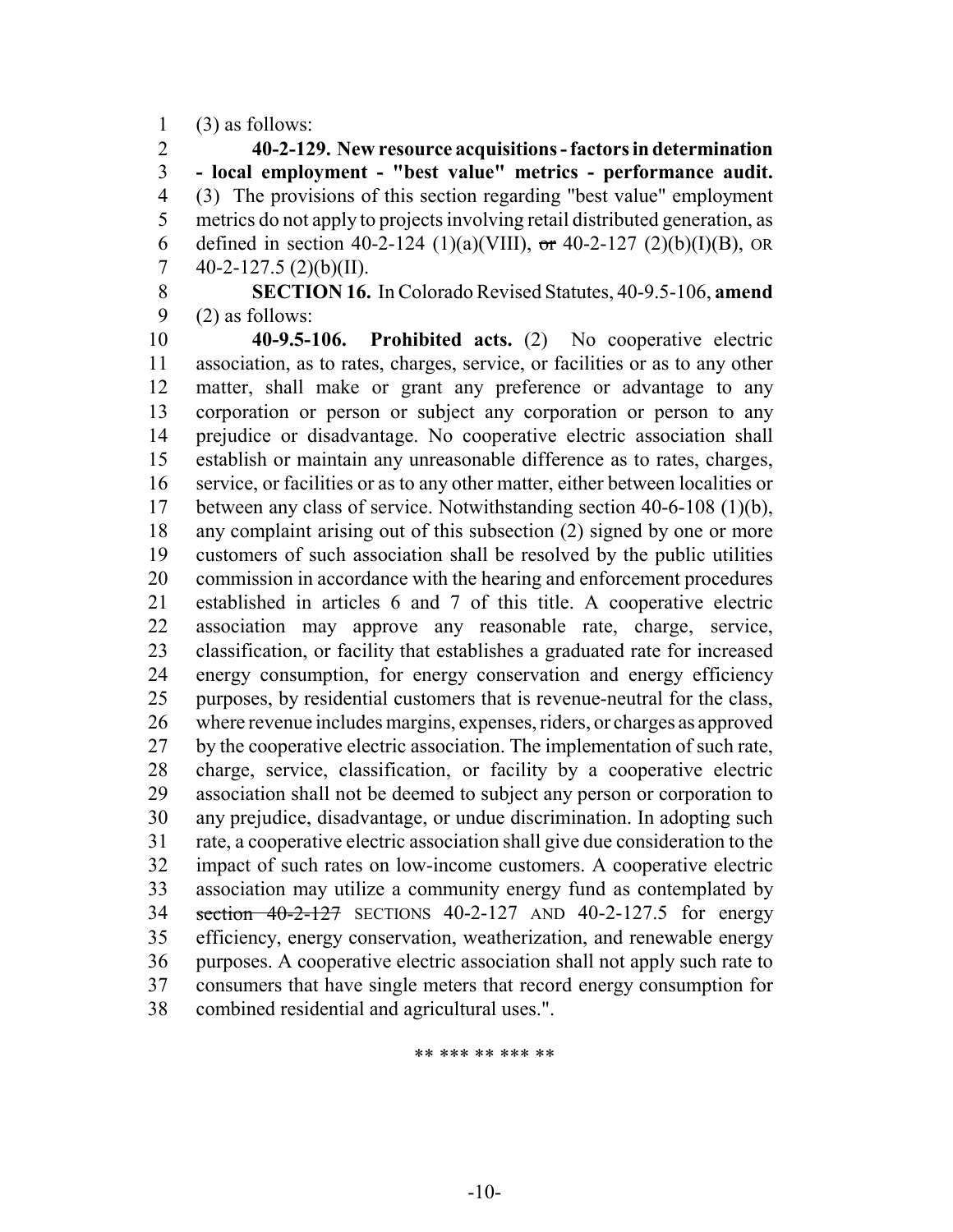(3) as follows:

**40-2-129. New resource acquisitions - factors in determination - local employment - "best value" metrics - performance audit.** (3) The provisions of this section regarding "best value" employment metrics do not apply to projects involving retail distributed generation, as defined in section 40-2-124 (1)(a)(VIII), ~~or~~ 40-2-127 (2)(b)(I)(B), OR 40-2-127.5 (2)(b)(II).

**SECTION 16.** In Colorado Revised Statutes, 40-9.5-106, **amend** (2) as follows:

**40-9.5-106. Prohibited acts.** (2) No cooperative electric association, as to rates, charges, service, or facilities or as to any other matter, shall make or grant any preference or advantage to any corporation or person or subject any corporation or person to any prejudice or disadvantage. No cooperative electric association shall establish or maintain any unreasonable difference as to rates, charges, service, or facilities or as to any other matter, either between localities or between any class of service. Notwithstanding section 40-6-108 (1)(b), any complaint arising out of this subsection (2) signed by one or more customers of such association shall be resolved by the public utilities commission in accordance with the hearing and enforcement procedures established in articles 6 and 7 of this title. A cooperative electric association may approve any reasonable rate, charge, service, classification, or facility that establishes a graduated rate for increased energy consumption, for energy conservation and energy efficiency purposes, by residential customers that is revenue-neutral for the class, where revenue includes margins, expenses, riders, or charges as approved by the cooperative electric association. The implementation of such rate, charge, service, classification, or facility by a cooperative electric association shall not be deemed to subject any person or corporation to any prejudice, disadvantage, or undue discrimination. In adopting such rate, a cooperative electric association shall give due consideration to the impact of such rates on low-income customers. A cooperative electric association may utilize a community energy fund as contemplated by ~~section 40-2-127~~ SECTIONS 40-2-127 AND 40-2-127.5 for energy efficiency, energy conservation, weatherization, and renewable energy purposes. A cooperative electric association shall not apply such rate to consumers that have single meters that record energy consumption for combined residential and agricultural uses.".

** *** ** *** **